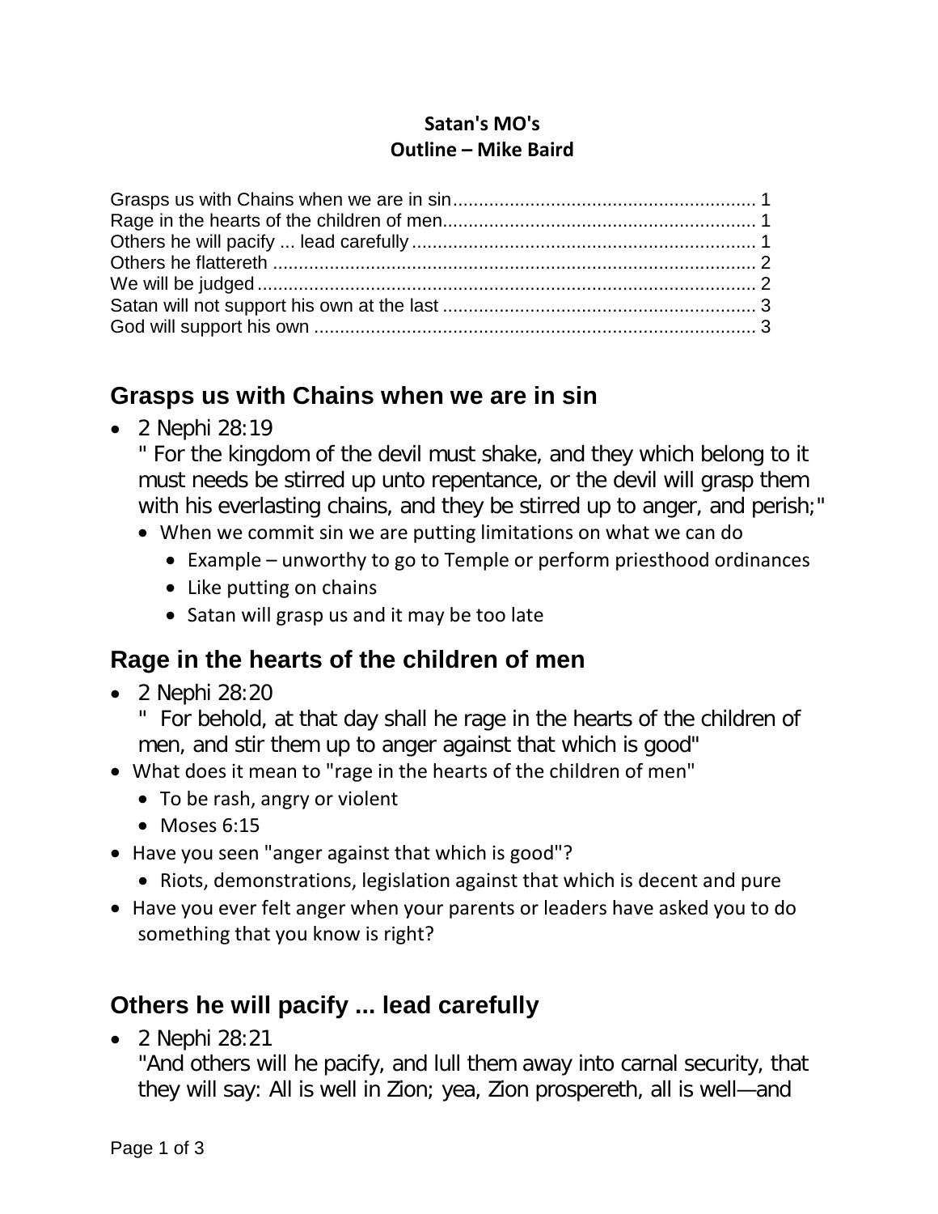**Satan's MO's**
**Outline – Mike Baird**

Grasps us with Chains when we are in sin .......... 1
Rage in the hearts of the children of men .......... 1
Others he will pacify ... lead carefully .......... 1
Others he flattereth .......... 2
We will be judged .......... 2
Satan will not support his own at the last .......... 3
God will support his own .......... 3

## Grasps us with Chains when we are in sin

- 2 Nephi 28:19
  " For the kingdom of the devil must shake, and they which belong to it must needs be stirred up unto repentance, or the devil will grasp them with his everlasting chains, and they be stirred up to anger, and perish;"
  - When we commit sin we are putting limitations on what we can do
    - Example – unworthy to go to Temple or perform priesthood ordinances
    - Like putting on chains
    - Satan will grasp us and it may be too late

## Rage in the hearts of the children of men

- 2 Nephi 28:20
  " For behold, at that day shall he rage in the hearts of the children of men, and stir them up to anger against that which is good"
- What does it mean to "rage in the hearts of the children of men"
  - To be rash, angry or violent
  - Moses 6:15
- Have you seen "anger against that which is good"?
  - Riots, demonstrations, legislation against that which is decent and pure
- Have you ever felt anger when your parents or leaders have asked you to do something that you know is right?

## Others he will pacify ... lead carefully

- 2 Nephi 28:21
  "And others will he pacify, and lull them away into carnal security, that they will say: All is well in Zion; yea, Zion prospereth, all is well—and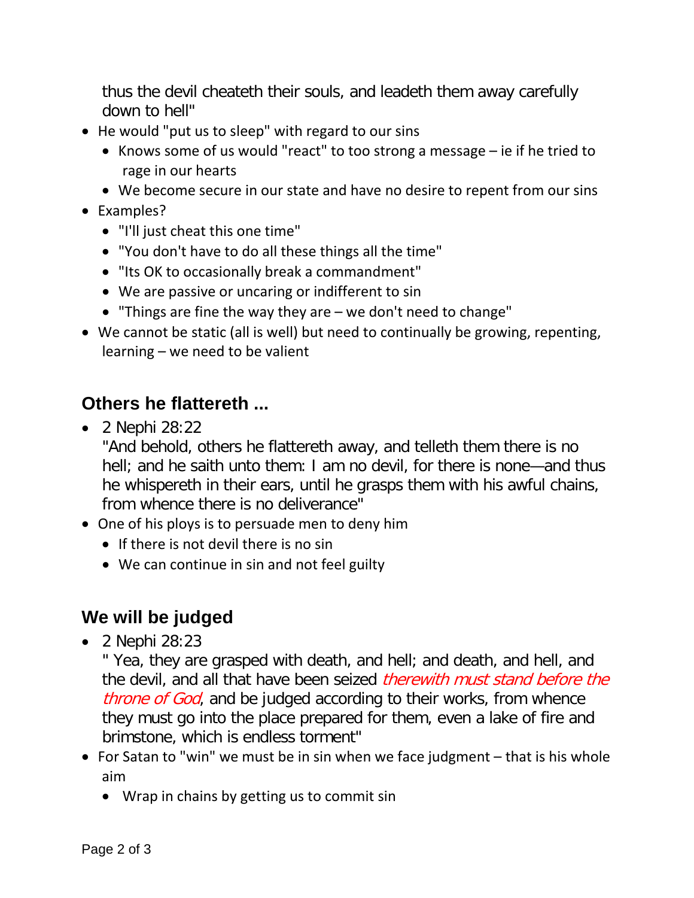thus the devil cheateth their souls, and leadeth them away carefully down to hell"

- He would "put us to sleep" with regard to our sins
  - Knows some of us would "react" to too strong a message – ie if he tried to rage in our hearts
  - We become secure in our state and have no desire to repent from our sins
- Examples?
  - "I'll just cheat this one time"
  - "You don't have to do all these things all the time"
  - "Its OK to occasionally break a commandment"
  - We are passive or uncaring or indifferent to sin
  - "Things are fine the way they are – we don't need to change"
- We cannot be static (all is well) but need to continually be growing, repenting, learning – we need to be valient

## Others he flattereth ...

- 2 Nephi 28:22
  "And behold, others he flattereth away, and telleth them there is no hell; and he saith unto them: I am no devil, for there is none—and thus he whispereth in their ears, until he grasps them with his awful chains, from whence there is no deliverance"
- One of his ploys is to persuade men to deny him
  - If there is not devil there is no sin
  - We can continue in sin and not feel guilty

## We will be judged

- 2 Nephi 28:23
  " Yea, they are grasped with death, and hell; and death, and hell, and the devil, and all that have been seized *therewith must stand before the throne of God*, and be judged according to their works, from whence they must go into the place prepared for them, even a lake of fire and brimstone, which is endless torment"
- For Satan to "win" we must be in sin when we face judgment – that is his whole aim
  - Wrap in chains by getting us to commit sin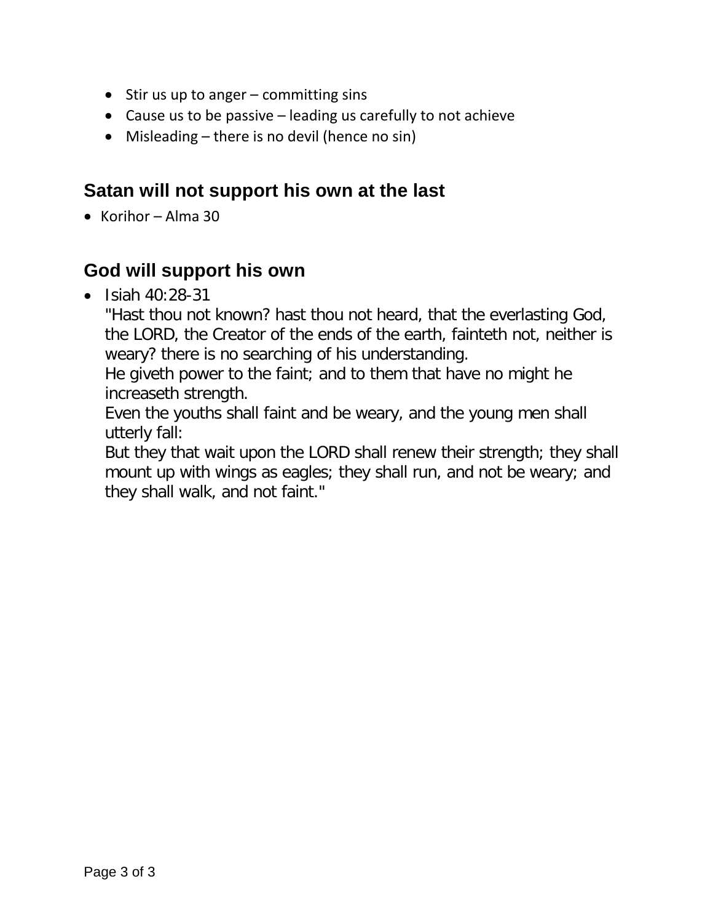- Stir us up to anger – committing sins
- Cause us to be passive – leading us carefully to not achieve
- Misleading – there is no devil (hence no sin)

## Satan will not support his own at the last

- Korihor – Alma 30

## God will support his own

- Isiah 40:28-31
  "Hast thou not known? hast thou not heard, that the everlasting God, the LORD, the Creator of the ends of the earth, fainteth not, neither is weary? there is no searching of his understanding.
  He giveth power to the faint; and to them that have no might he increaseth strength.
  Even the youths shall faint and be weary, and the young men shall utterly fall:
  But they that wait upon the LORD shall renew their strength; they shall mount up with wings as eagles; they shall run, and not be weary; and they shall walk, and not faint."